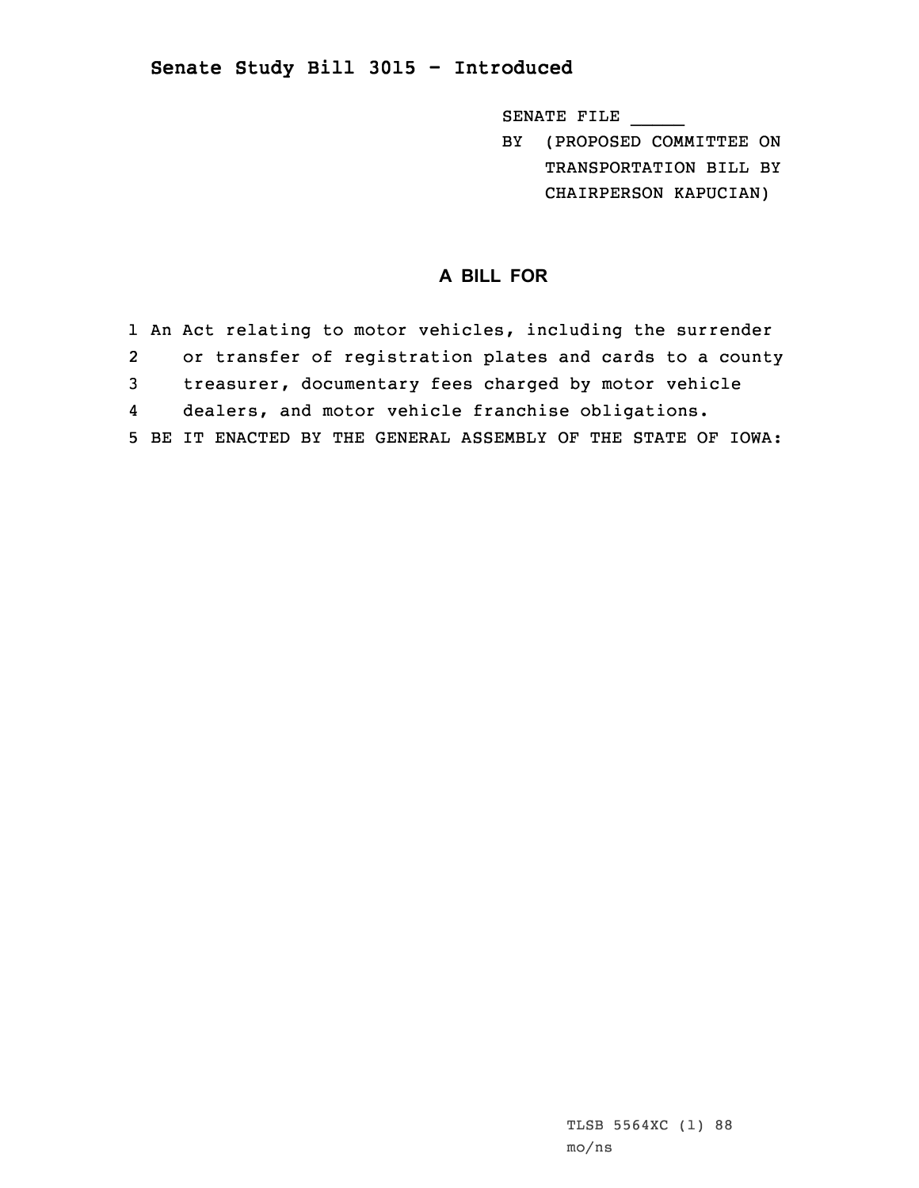## Senate Study Bill 3015 - Introduced

SENATE FILE _____

BY (PROPOSED COMMITTEE ON TRANSPORTATION BILL BY CHAIRPERSON KAPUCIAN)

### A BILL FOR

1 An Act relating to motor vehicles, including the surrender
2 or transfer of registration plates and cards to a county
3 treasurer, documentary fees charged by motor vehicle
4 dealers, and motor vehicle franchise obligations.
5 BE IT ENACTED BY THE GENERAL ASSEMBLY OF THE STATE OF IOWA:

TLSB 5564XC (1) 88
mo/ns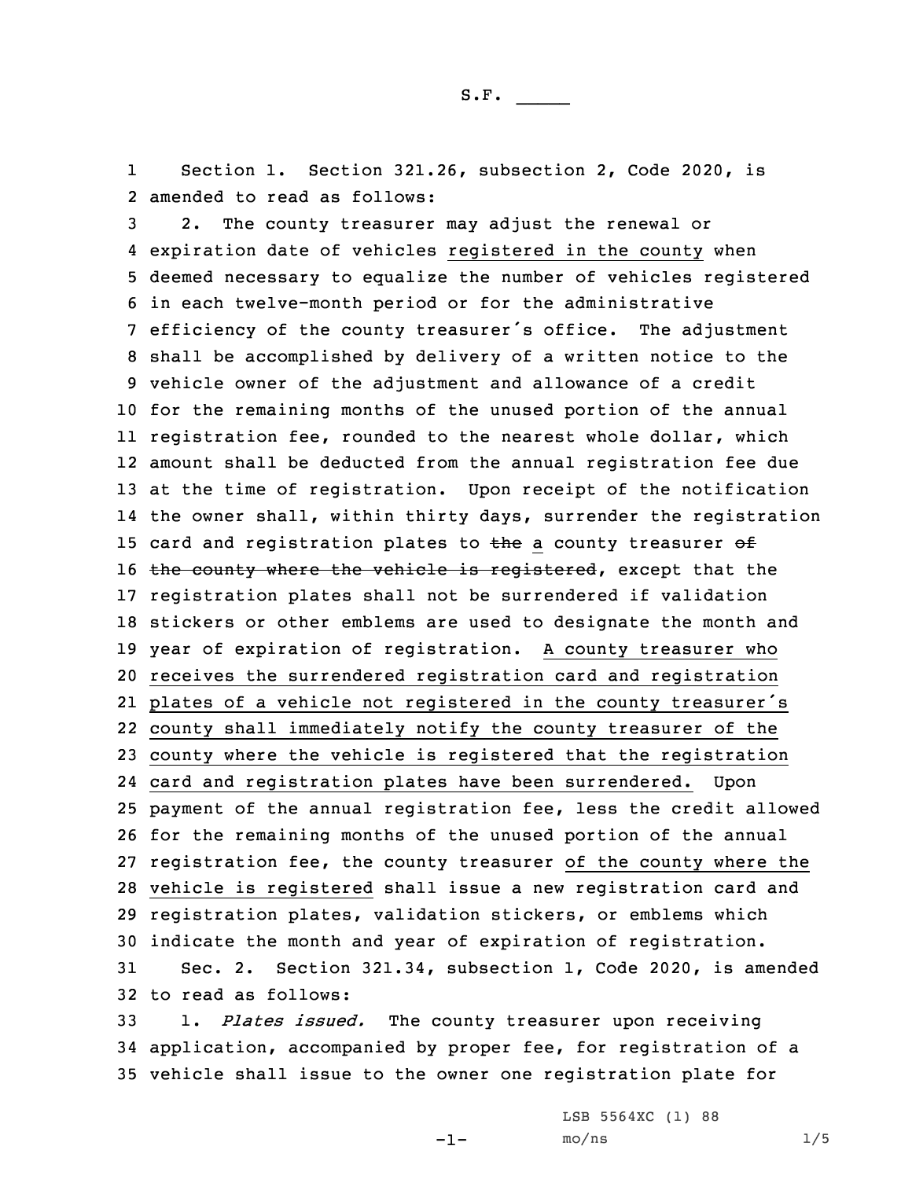S.F. _____

Section 1. Section 321.26, subsection 2, Code 2020, is amended to read as follows:

2. The county treasurer may adjust the renewal or expiration date of vehicles registered in the county when deemed necessary to equalize the number of vehicles registered in each twelve-month period or for the administrative efficiency of the county treasurer's office. The adjustment shall be accomplished by delivery of a written notice to the vehicle owner of the adjustment and allowance of a credit for the remaining months of the unused portion of the annual registration fee, rounded to the nearest whole dollar, which amount shall be deducted from the annual registration fee due at the time of registration. Upon receipt of the notification the owner shall, within thirty days, surrender the registration card and registration plates to ~~the~~ a county treasurer ~~of the county where the vehicle is registered~~, except that the registration plates shall not be surrendered if validation stickers or other emblems are used to designate the month and year of expiration of registration. A county treasurer who receives the surrendered registration card and registration plates of a vehicle not registered in the county treasurer's county shall immediately notify the county treasurer of the county where the vehicle is registered that the registration card and registration plates have been surrendered. Upon payment of the annual registration fee, less the credit allowed for the remaining months of the unused portion of the annual registration fee, the county treasurer of the county where the vehicle is registered shall issue a new registration card and registration plates, validation stickers, or emblems which indicate the month and year of expiration of registration.

Sec. 2. Section 321.34, subsection 1, Code 2020, is amended to read as follows:

1. *Plates issued.* The county treasurer upon receiving application, accompanied by proper fee, for registration of a vehicle shall issue to the owner one registration plate for

LSB 5564XC (1) 88
mo/ns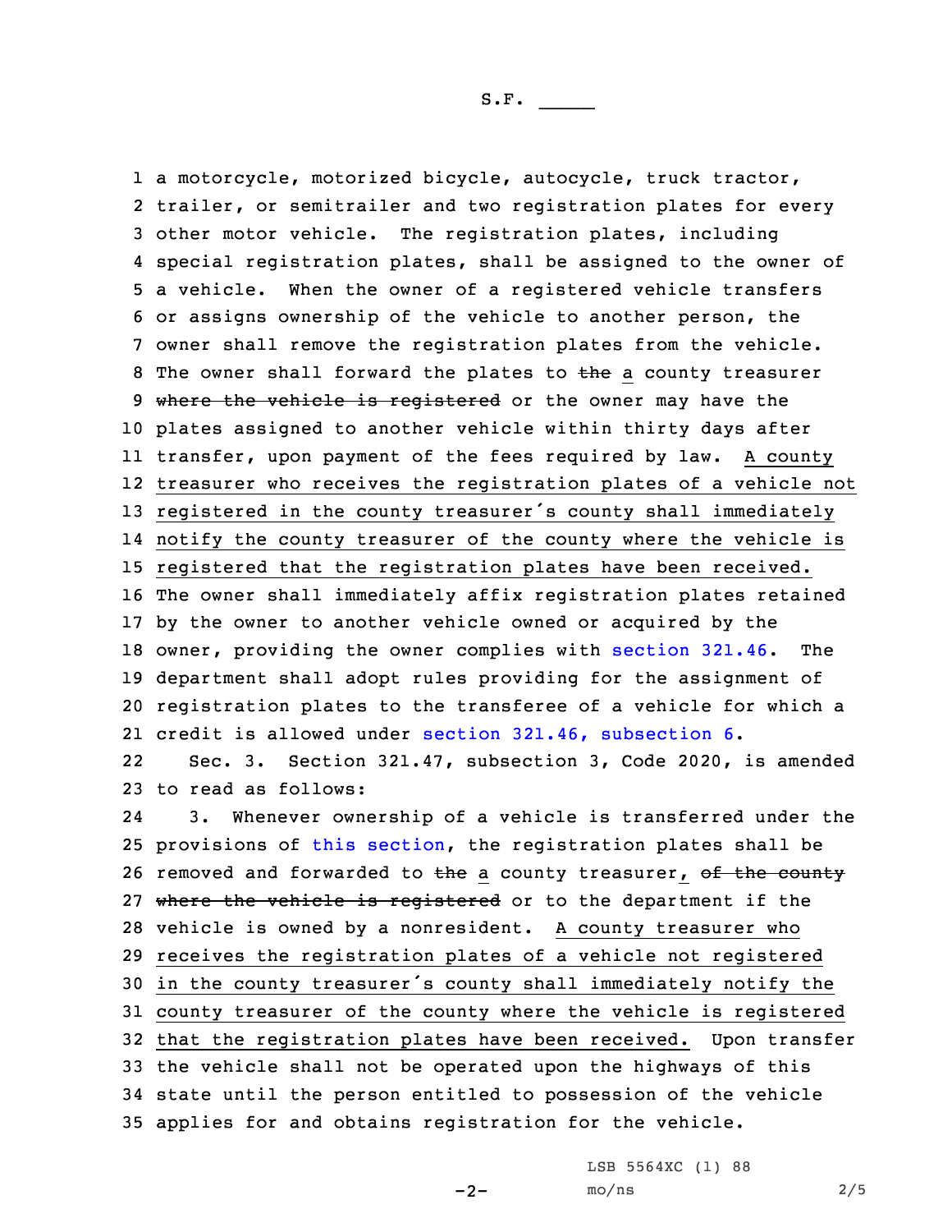a motorcycle, motorized bicycle, autocycle, truck tractor, trailer, or semitrailer and two registration plates for every other motor vehicle. The registration plates, including special registration plates, shall be assigned to the owner of a vehicle. When the owner of a registered vehicle transfers or assigns ownership of the vehicle to another person, the owner shall remove the registration plates from the vehicle. The owner shall forward the plates to ~~the~~ a county treasurer ~~where the vehicle is registered~~ or the owner may have the plates assigned to another vehicle within thirty days after transfer, upon payment of the fees required by law. A county treasurer who receives the registration plates of a vehicle not registered in the county treasurer's county shall immediately notify the county treasurer of the county where the vehicle is registered that the registration plates have been received. The owner shall immediately affix registration plates retained by the owner to another vehicle owned or acquired by the owner, providing the owner complies with section 321.46. The department shall adopt rules providing for the assignment of registration plates to the transferee of a vehicle for which a credit is allowed under section 321.46, subsection 6.

Sec. 3. Section 321.47, subsection 3, Code 2020, is amended to read as follows:

3. Whenever ownership of a vehicle is transferred under the provisions of this section, the registration plates shall be removed and forwarded to ~~the~~ a county treasurer, ~~of the county where the vehicle is registered~~ or to the department if the vehicle is owned by a nonresident. A county treasurer who receives the registration plates of a vehicle not registered in the county treasurer's county shall immediately notify the county treasurer of the county where the vehicle is registered that the registration plates have been received. Upon transfer the vehicle shall not be operated upon the highways of this state until the person entitled to possession of the vehicle applies for and obtains registration for the vehicle.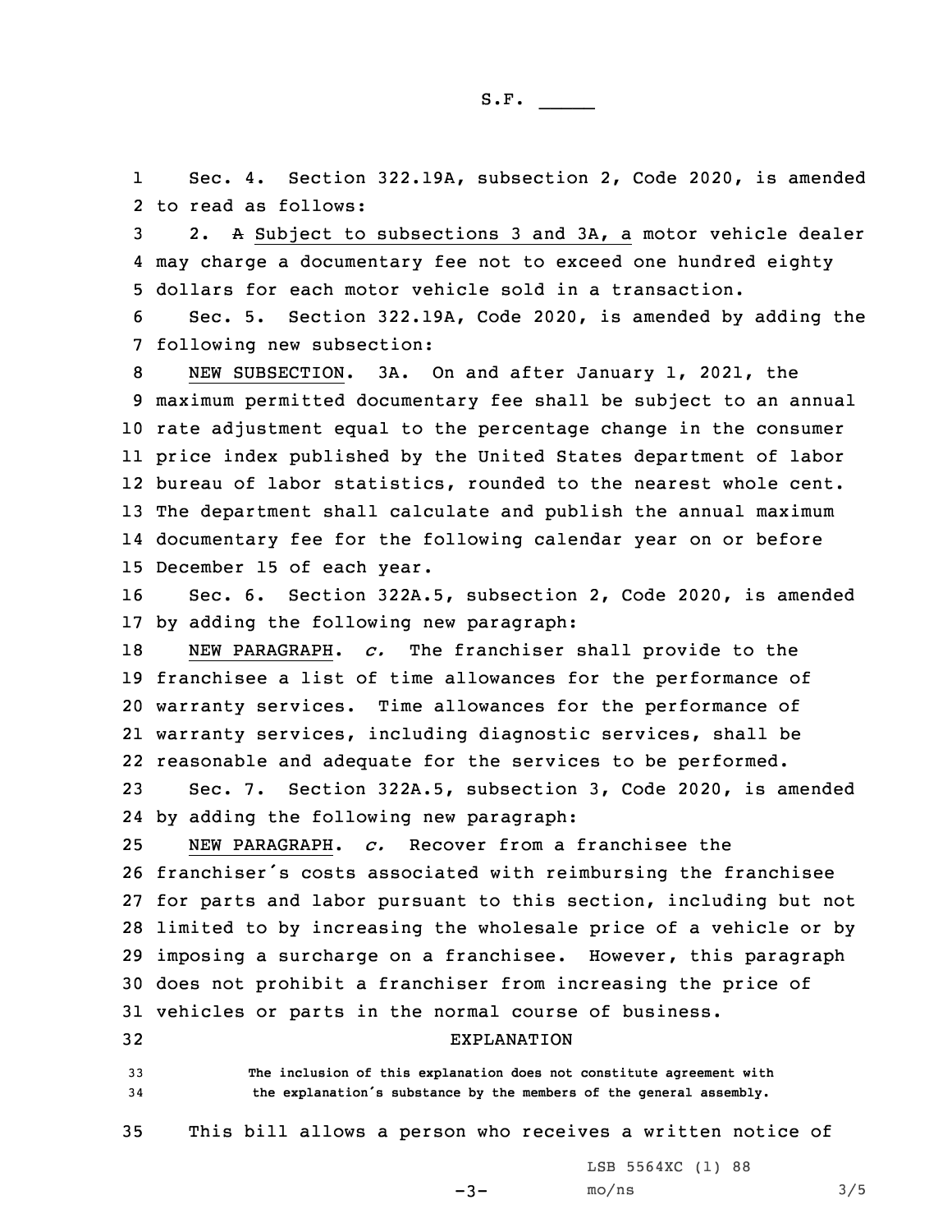Sec. 4. Section 322.19A, subsection 2, Code 2020, is amended to read as follows:

2. ~~A~~ Subject to subsections 3 and 3A, a motor vehicle dealer may charge a documentary fee not to exceed one hundred eighty dollars for each motor vehicle sold in a transaction.

Sec. 5. Section 322.19A, Code 2020, is amended by adding the following new subsection:

NEW SUBSECTION. 3A. On and after January 1, 2021, the maximum permitted documentary fee shall be subject to an annual rate adjustment equal to the percentage change in the consumer price index published by the United States department of labor bureau of labor statistics, rounded to the nearest whole cent. The department shall calculate and publish the annual maximum documentary fee for the following calendar year on or before December 15 of each year.

Sec. 6. Section 322A.5, subsection 2, Code 2020, is amended by adding the following new paragraph:

NEW PARAGRAPH. *c.* The franchiser shall provide to the franchisee a list of time allowances for the performance of warranty services. Time allowances for the performance of warranty services, including diagnostic services, shall be reasonable and adequate for the services to be performed.

Sec. 7. Section 322A.5, subsection 3, Code 2020, is amended by adding the following new paragraph:

NEW PARAGRAPH. *c.* Recover from a franchisee the franchiser's costs associated with reimbursing the franchisee for parts and labor pursuant to this section, including but not limited to by increasing the wholesale price of a vehicle or by imposing a surcharge on a franchisee. However, this paragraph does not prohibit a franchiser from increasing the price of vehicles or parts in the normal course of business.

## EXPLANATION

The inclusion of this explanation does not constitute agreement with the explanation's substance by the members of the general assembly.

This bill allows a person who receives a written notice of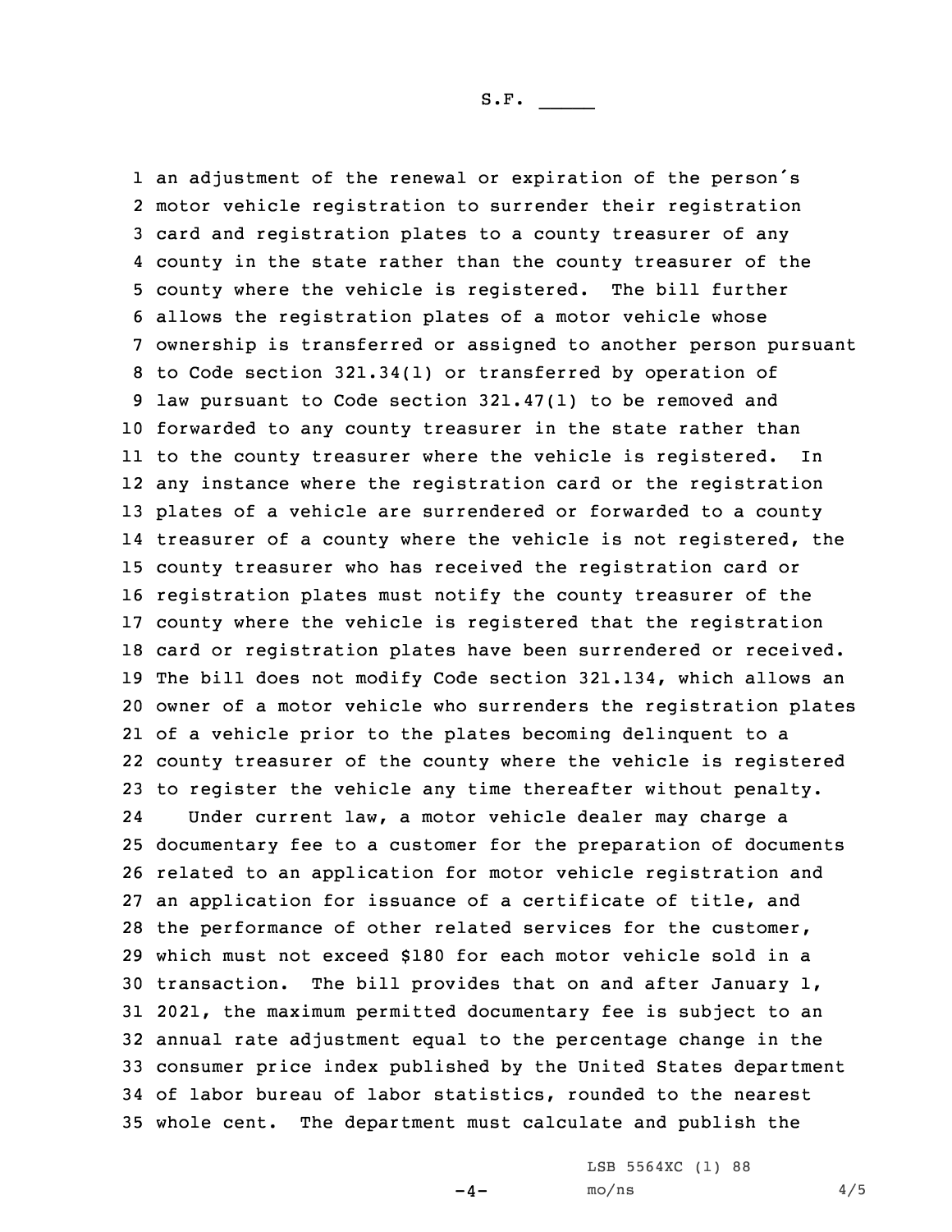an adjustment of the renewal or expiration of the person's motor vehicle registration to surrender their registration card and registration plates to a county treasurer of any county in the state rather than the county treasurer of the county where the vehicle is registered. The bill further allows the registration plates of a motor vehicle whose ownership is transferred or assigned to another person pursuant to Code section 321.34(1) or transferred by operation of law pursuant to Code section 321.47(1) to be removed and forwarded to any county treasurer in the state rather than to the county treasurer where the vehicle is registered. In any instance where the registration card or the registration plates of a vehicle are surrendered or forwarded to a county treasurer of a county where the vehicle is not registered, the county treasurer who has received the registration card or registration plates must notify the county treasurer of the county where the vehicle is registered that the registration card or registration plates have been surrendered or received. The bill does not modify Code section 321.134, which allows an owner of a motor vehicle who surrenders the registration plates of a vehicle prior to the plates becoming delinquent to a county treasurer of the county where the vehicle is registered to register the vehicle any time thereafter without penalty.

Under current law, a motor vehicle dealer may charge a documentary fee to a customer for the preparation of documents related to an application for motor vehicle registration and an application for issuance of a certificate of title, and the performance of other related services for the customer, which must not exceed $180 for each motor vehicle sold in a transaction. The bill provides that on and after January 1, 2021, the maximum permitted documentary fee is subject to an annual rate adjustment equal to the percentage change in the consumer price index published by the United States department of labor bureau of labor statistics, rounded to the nearest whole cent. The department must calculate and publish the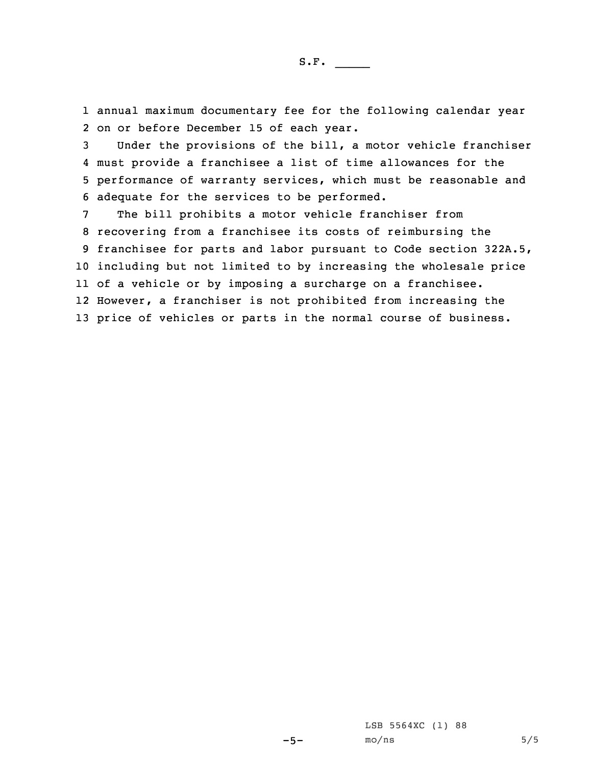annual maximum documentary fee for the following calendar year on or before December 15 of each year.

Under the provisions of the bill, a motor vehicle franchiser must provide a franchisee a list of time allowances for the performance of warranty services, which must be reasonable and adequate for the services to be performed.

The bill prohibits a motor vehicle franchiser from recovering from a franchisee its costs of reimbursing the franchisee for parts and labor pursuant to Code section 322A.5, including but not limited to by increasing the wholesale price of a vehicle or by imposing a surcharge on a franchisee. However, a franchiser is not prohibited from increasing the price of vehicles or parts in the normal course of business.